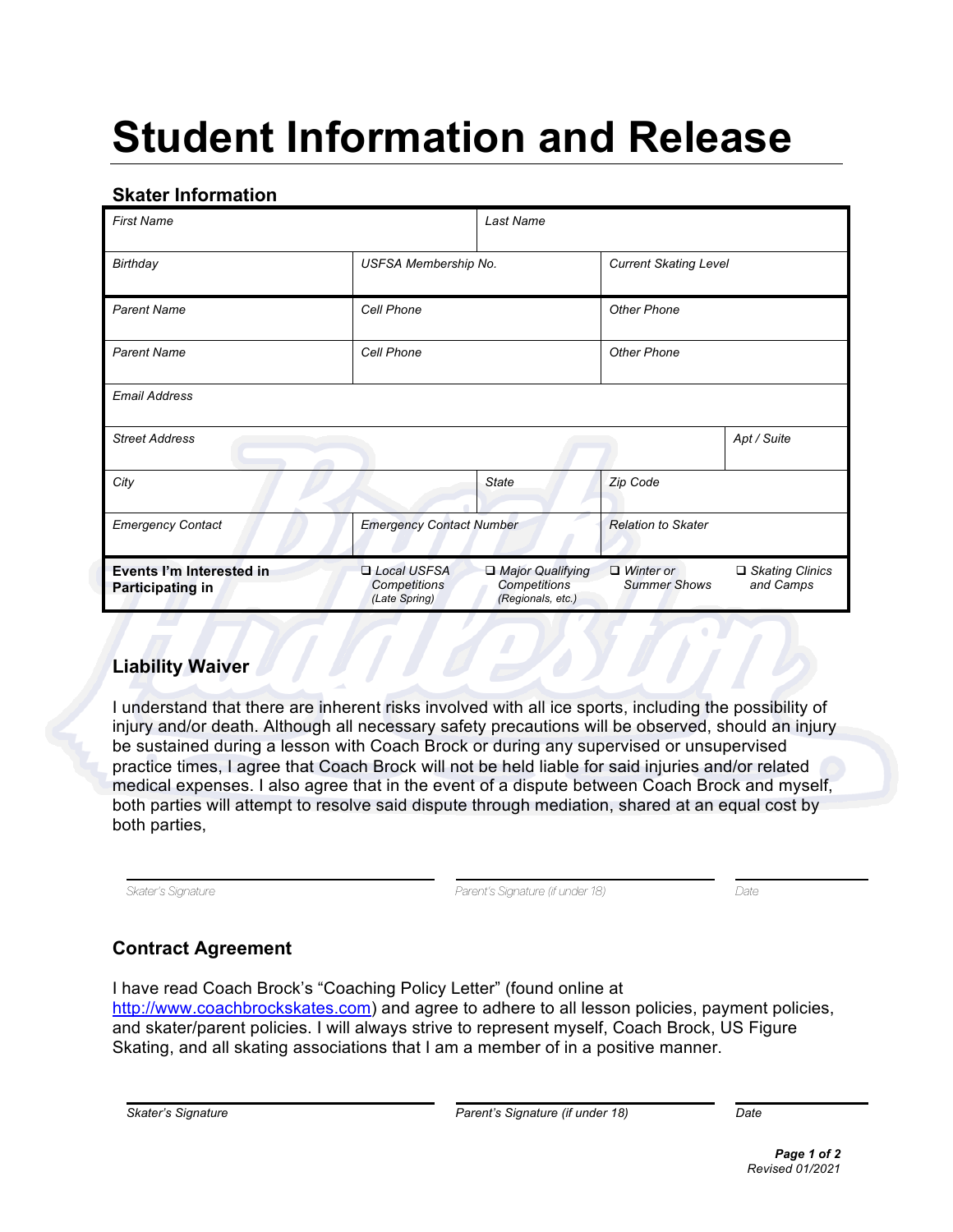# Student Information and Release

## Skater Information

| | | | | |
|---|---|---|---|---|
| *First Name* | | *Last Name* | | |
| *Birthday* | *USFSA Membership No.* | | *Current Skating Level* | |
| *Parent Name* | *Cell Phone* | | *Other Phone* | |
| *Parent Name* | *Cell Phone* | | *Other Phone* | |
| *Email Address* | | | | |
| *Street Address* | | | | *Apt / Suite* |
| *City* | | *State* | *Zip Code* | |
| *Emergency Contact* | *Emergency Contact Number* | | *Relation to Skater* | |
| **Events I'm Interested in Participating in** | ❑ *Local USFSA Competitions (Late Spring)* | ❑ *Major Qualifying Competitions (Regionals, etc.)* | ❑ *Winter or Summer Shows* | ❑ *Skating Clinics and Camps* |

## Liability Waiver

I understand that there are inherent risks involved with all ice sports, including the possibility of injury and/or death. Although all necessary safety precautions will be observed, should an injury be sustained during a lesson with Coach Brock or during any supervised or unsupervised practice times, I agree that Coach Brock will not be held liable for said injuries and/or related medical expenses. I also agree that in the event of a dispute between Coach Brock and myself, both parties will attempt to resolve said dispute through mediation, shared at an equal cost by both parties,

_______________________ _______________________ ___________

*Skater's Signature* *Parent's Signature (if under 18)* *Date*

## Contract Agreement

I have read Coach Brock's "Coaching Policy Letter" (found online at http://www.coachbrockskates.com) and agree to adhere to all lesson policies, payment policies, and skater/parent policies. I will always strive to represent myself, Coach Brock, US Figure Skating, and all skating associations that I am a member of in a positive manner.

_______________________ _______________________ ___________

*Skater's Signature* *Parent's Signature (if under 18)* *Date*

*Revised 01/2021*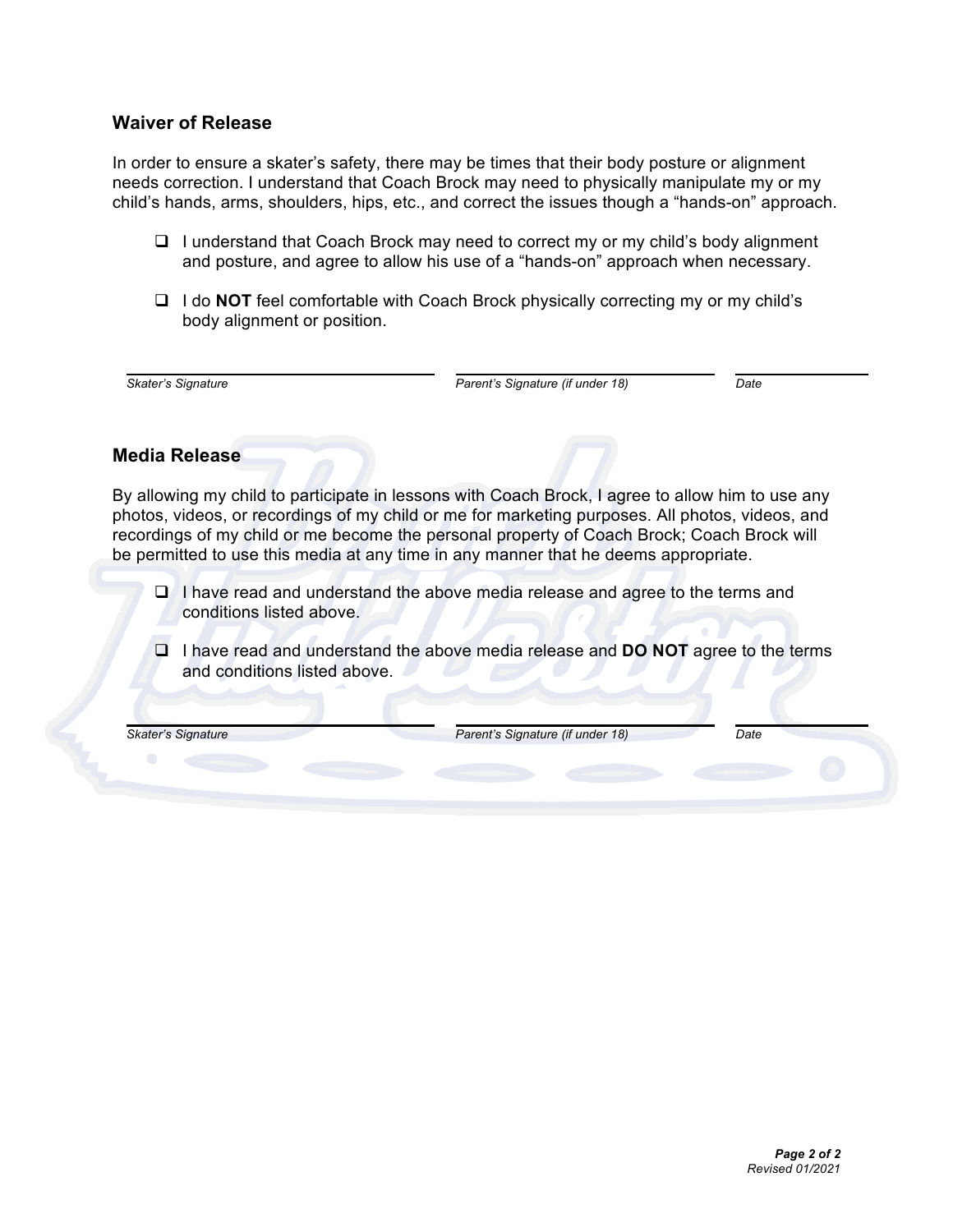## Waiver of Release

In order to ensure a skater's safety, there may be times that their body posture or alignment needs correction. I understand that Coach Brock may need to physically manipulate my or my child's hands, arms, shoulders, hips, etc., and correct the issues though a "hands-on" approach.

- ☐ I understand that Coach Brock may need to correct my or my child's body alignment and posture, and agree to allow his use of a "hands-on" approach when necessary.
- ☐ I do **NOT** feel comfortable with Coach Brock physically correcting my or my child's body alignment or position.

| *Skater's Signature* | *Parent's Signature (if under 18)* | *Date* |
|---|---|---|

## Media Release

By allowing my child to participate in lessons with Coach Brock, I agree to allow him to use any photos, videos, or recordings of my child or me for marketing purposes. All photos, videos, and recordings of my child or me become the personal property of Coach Brock; Coach Brock will be permitted to use this media at any time in any manner that he deems appropriate.

- ☐ I have read and understand the above media release and agree to the terms and conditions listed above.
- ☐ I have read and understand the above media release and **DO NOT** agree to the terms and conditions listed above.

| *Skater's Signature* | *Parent's Signature (if under 18)* | *Date* |
|---|---|---|

*Revised 01/2021*